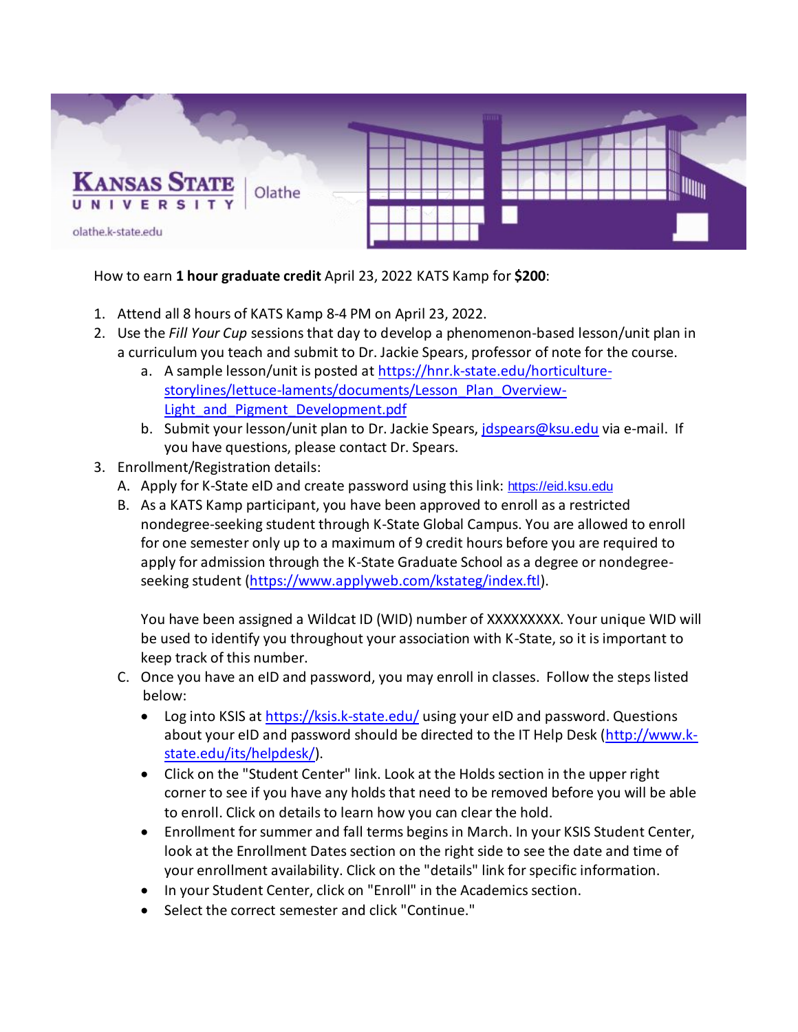Kansas State University | Olathe

olathe.k-state.edu

How to earn **1 hour graduate credit** April 23, 2022 KATS Kamp for **$200**:

1. Attend all 8 hours of KATS Kamp 8-4 PM on April 23, 2022.
2. Use the *Fill Your Cup* sessions that day to develop a phenomenon-based lesson/unit plan in a curriculum you teach and submit to Dr. Jackie Spears, professor of note for the course.
   a. A sample lesson/unit is posted at https://hnr.k-state.edu/horticulture-storylines/lettuce-laments/documents/Lesson_Plan_Overview-Light_and_Pigment_Development.pdf
   b. Submit your lesson/unit plan to Dr. Jackie Spears, jdspears@ksu.edu via e-mail. If you have questions, please contact Dr. Spears.
3. Enrollment/Registration details:
   A. Apply for K-State eID and create password using this link: https://eid.ksu.edu
   B. As a KATS Kamp participant, you have been approved to enroll as a restricted nondegree-seeking student through K-State Global Campus. You are allowed to enroll for one semester only up to a maximum of 9 credit hours before you are required to apply for admission through the K-State Graduate School as a degree or nondegree-seeking student (https://www.applyweb.com/kstateg/index.ftl).

      You have been assigned a Wildcat ID (WID) number of XXXXXXXXX. Your unique WID will be used to identify you throughout your association with K-State, so it is important to keep track of this number.
   C. Once you have an eID and password, you may enroll in classes. Follow the steps listed below:
      - Log into KSIS at https://ksis.k-state.edu/ using your eID and password. Questions about your eID and password should be directed to the IT Help Desk (http://www.k-state.edu/its/helpdesk/).
      - Click on the "Student Center" link. Look at the Holds section in the upper right corner to see if you have any holds that need to be removed before you will be able to enroll. Click on details to learn how you can clear the hold.
      - Enrollment for summer and fall terms begins in March. In your KSIS Student Center, look at the Enrollment Dates section on the right side to see the date and time of your enrollment availability. Click on the "details" link for specific information.
      - In your Student Center, click on "Enroll" in the Academics section.
      - Select the correct semester and click "Continue."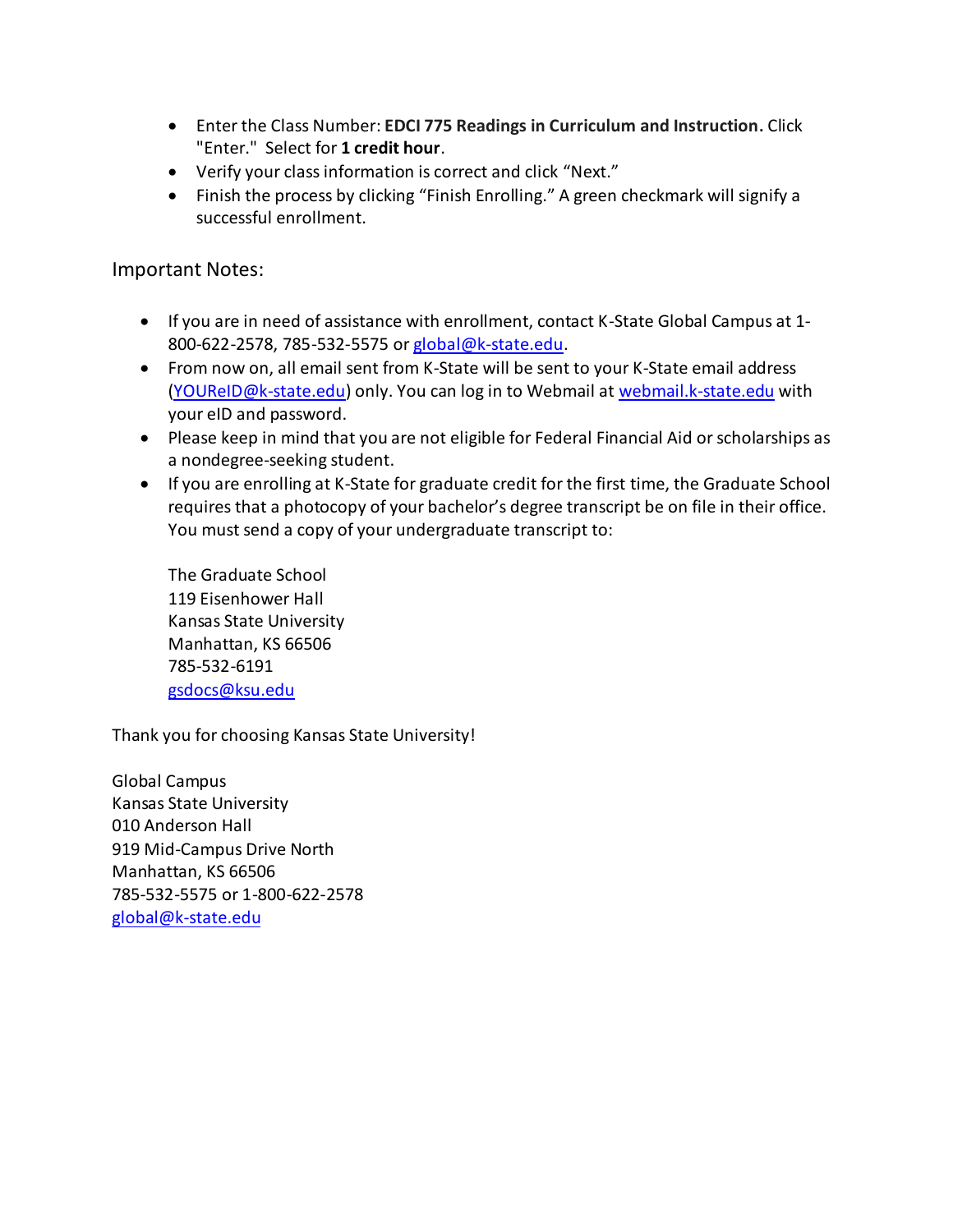- Enter the Class Number: **EDCI 775 Readings in Curriculum and Instruction.** Click "Enter." Select for **1 credit hour**.
- Verify your class information is correct and click "Next."
- Finish the process by clicking "Finish Enrolling." A green checkmark will signify a successful enrollment.

## Important Notes:

- If you are in need of assistance with enrollment, contact K-State Global Campus at 1-800-622-2578, 785-532-5575 or global@k-state.edu.
- From now on, all email sent from K-State will be sent to your K-State email address (YOUReID@k-state.edu) only. You can log in to Webmail at webmail.k-state.edu with your eID and password.
- Please keep in mind that you are not eligible for Federal Financial Aid or scholarships as a nondegree-seeking student.
- If you are enrolling at K-State for graduate credit for the first time, the Graduate School requires that a photocopy of your bachelor's degree transcript be on file in their office. You must send a copy of your undergraduate transcript to:

  The Graduate School
  119 Eisenhower Hall
  Kansas State University
  Manhattan, KS 66506
  785-532-6191
  gsdocs@ksu.edu

Thank you for choosing Kansas State University!

Global Campus
Kansas State University
010 Anderson Hall
919 Mid-Campus Drive North
Manhattan, KS 66506
785-532-5575 or 1-800-622-2578
global@k-state.edu